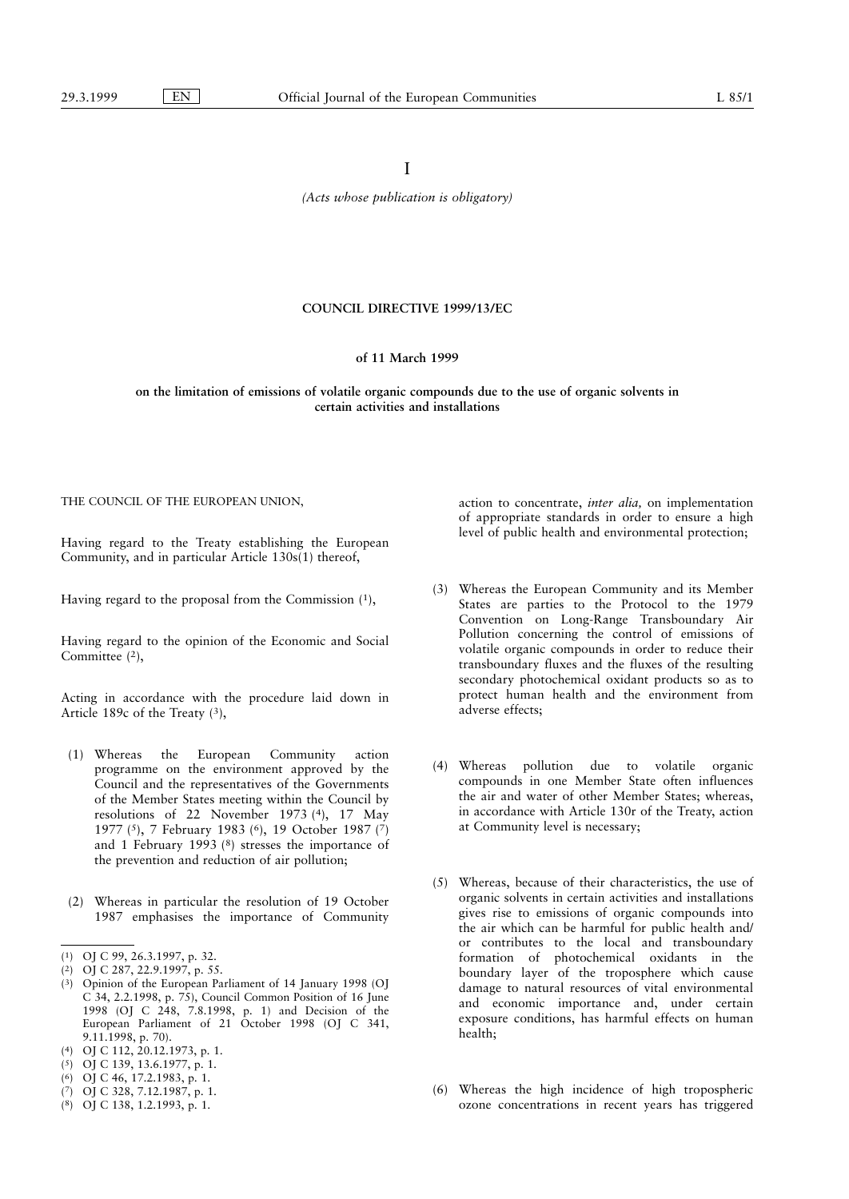I

*(Acts whose publication is obligatory)*

# COUNCIL DIRECTIVE 1999/13/EC

## of 11 March 1999

## on the limitation of emissions of volatile organic compounds due to the use of organic solvents in certain activities and installations

THE COUNCIL OF THE EUROPEAN UNION,

Having regard to the Treaty establishing the European Community, and in particular Article 130s(1) thereof,

Having regard to the proposal from the Commission [1],

Having regard to the opinion of the Economic and Social Committee [2],

Acting in accordance with the procedure laid down in Article 189c of the Treaty [3],

(1) Whereas the European Community action programme on the environment approved by the Council and the representatives of the Governments of the Member States meeting within the Council by resolutions of 22 November 1973 [4], 17 May 1977 [5], 7 February 1983 [6], 19 October 1987 [7] and 1 February 1993 [8] stresses the importance of the prevention and reduction of air pollution;

(2) Whereas in particular the resolution of 19 October 1987 emphasises the importance of Community action to concentrate, *inter alia,* on implementation of appropriate standards in order to ensure a high level of public health and environmental protection;

(3) Whereas the European Community and its Member States are parties to the Protocol to the 1979 Convention on Long-Range Transboundary Air Pollution concerning the control of emissions of volatile organic compounds in order to reduce their transboundary fluxes and the fluxes of the resulting secondary photochemical oxidant products so as to protect human health and the environment from adverse effects;

(4) Whereas pollution due to volatile organic compounds in one Member State often influences the air and water of other Member States; whereas, in accordance with Article 130r of the Treaty, action at Community level is necessary;

(5) Whereas, because of their characteristics, the use of organic solvents in certain activities and installations gives rise to emissions of organic compounds into the air which can be harmful for public health and/or contributes to the local and transboundary formation of photochemical oxidants in the boundary layer of the troposphere which cause damage to natural resources of vital environmental and economic importance and, under certain exposure conditions, has harmful effects on human health;

(6) Whereas the high incidence of high tropospheric ozone concentrations in recent years has triggered

---

(1) OJ C 99, 26.3.1997, p. 32.

(2) OJ C 287, 22.9.1997, p. 55.

(3) Opinion of the European Parliament of 14 January 1998 (OJ C 34, 2.2.1998, p. 75), Council Common Position of 16 June 1998 (OJ C 248, 7.8.1998, p. 1) and Decision of the European Parliament of 21 October 1998 (OJ C 341, 9.11.1998, p. 70).

(4) OJ C 112, 20.12.1973, p. 1.

(5) OJ C 139, 13.6.1977, p. 1.

(6) OJ C 46, 17.2.1983, p. 1.

(7) OJ C 328, 7.12.1987, p. 1.

(8) OJ C 138, 1.2.1993, p. 1.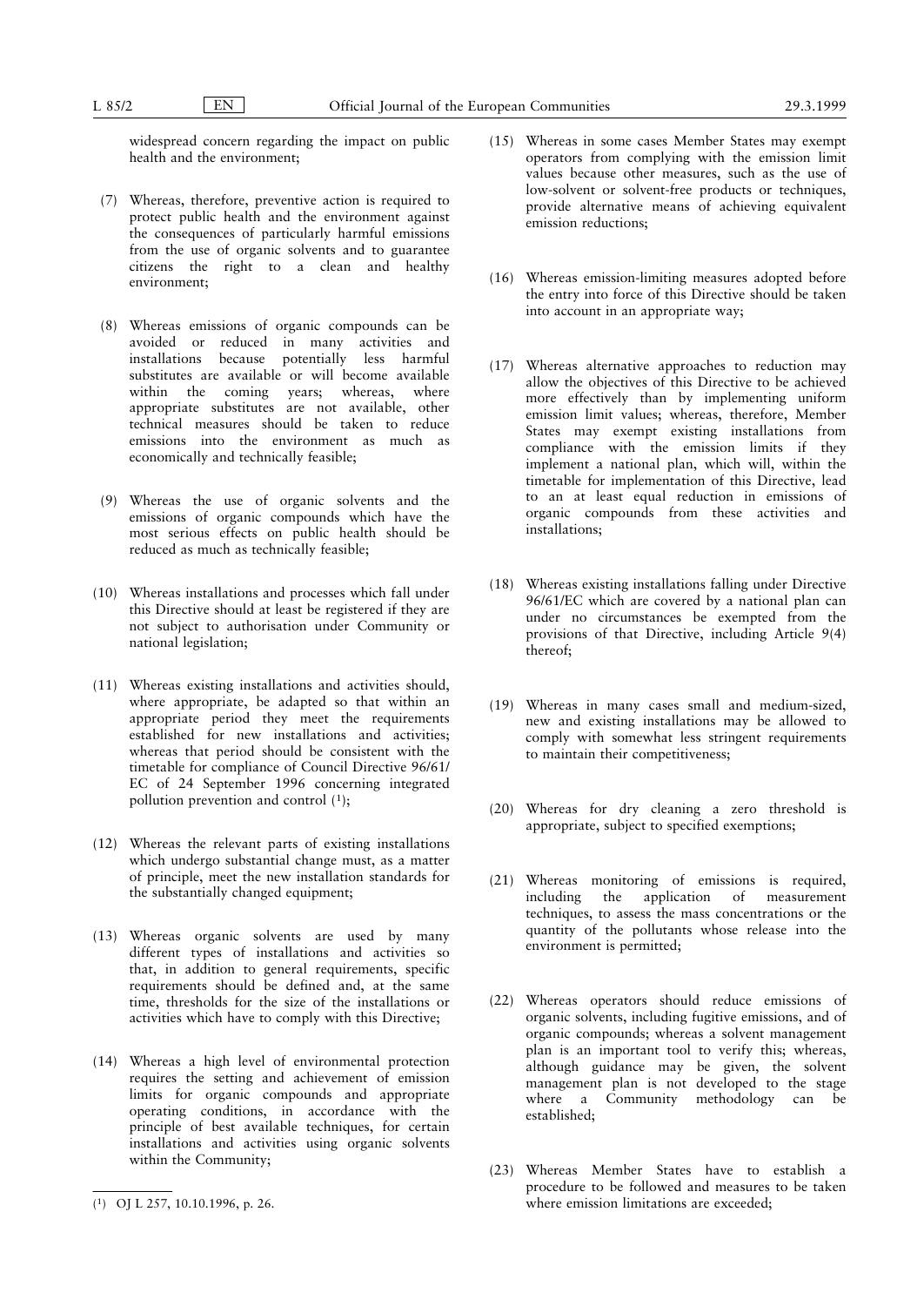widespread concern regarding the impact on public health and the environment;

(7) Whereas, therefore, preventive action is required to protect public health and the environment against the consequences of particularly harmful emissions from the use of organic solvents and to guarantee citizens the right to a clean and healthy environment;

(8) Whereas emissions of organic compounds can be avoided or reduced in many activities and installations because potentially less harmful substitutes are available or will become available within the coming years; whereas, where appropriate substitutes are not available, other technical measures should be taken to reduce emissions into the environment as much as economically and technically feasible;

(9) Whereas the use of organic solvents and the emissions of organic compounds which have the most serious effects on public health should be reduced as much as technically feasible;

(10) Whereas installations and processes which fall under this Directive should at least be registered if they are not subject to authorisation under Community or national legislation;

(11) Whereas existing installations and activities should, where appropriate, be adapted so that within an appropriate period they meet the requirements established for new installations and activities; whereas that period should be consistent with the timetable for compliance of Council Directive 96/61/EC of 24 September 1996 concerning integrated pollution prevention and control [1];

(12) Whereas the relevant parts of existing installations which undergo substantial change must, as a matter of principle, meet the new installation standards for the substantially changed equipment;

(13) Whereas organic solvents are used by many different types of installations and activities so that, in addition to general requirements, specific requirements should be defined and, at the same time, thresholds for the size of the installations or activities which have to comply with this Directive;

(14) Whereas a high level of environmental protection requires the setting and achievement of emission limits for organic compounds and appropriate operating conditions, in accordance with the principle of best available techniques, for certain installations and activities using organic solvents within the Community;

(15) Whereas in some cases Member States may exempt operators from complying with the emission limit values because other measures, such as the use of low-solvent or solvent-free products or techniques, provide alternative means of achieving equivalent emission reductions;

(16) Whereas emission-limiting measures adopted before the entry into force of this Directive should be taken into account in an appropriate way;

(17) Whereas alternative approaches to reduction may allow the objectives of this Directive to be achieved more effectively than by implementing uniform emission limit values; whereas, therefore, Member States may exempt existing installations from compliance with the emission limits if they implement a national plan, which will, within the timetable for implementation of this Directive, lead to an at least equal reduction in emissions of organic compounds from these activities and installations;

(18) Whereas existing installations falling under Directive 96/61/EC which are covered by a national plan can under no circumstances be exempted from the provisions of that Directive, including Article 9(4) thereof;

(19) Whereas in many cases small and medium-sized, new and existing installations may be allowed to comply with somewhat less stringent requirements to maintain their competitiveness;

(20) Whereas for dry cleaning a zero threshold is appropriate, subject to specified exemptions;

(21) Whereas monitoring of emissions is required, including the application of measurement techniques, to assess the mass concentrations or the quantity of the pollutants whose release into the environment is permitted;

(22) Whereas operators should reduce emissions of organic solvents, including fugitive emissions, and of organic compounds; whereas a solvent management plan is an important tool to verify this; whereas, although guidance may be given, the solvent management plan is not developed to the stage where a Community methodology can be established;

(23) Whereas Member States have to establish a procedure to be followed and measures to be taken where emission limitations are exceeded;

---

[1] OJ L 257, 10.10.1996, p. 26.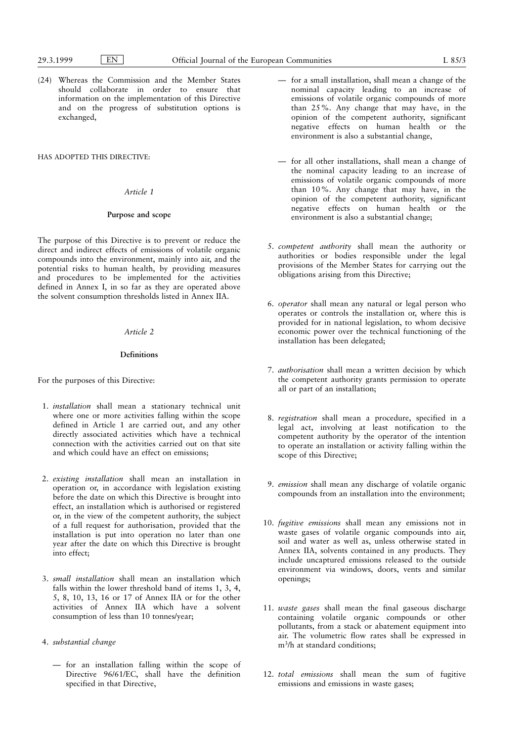(24) Whereas the Commission and the Member States should collaborate in order to ensure that information on the implementation of this Directive and on the progress of substitution options is exchanged,

HAS ADOPTED THIS DIRECTIVE:

*Article 1*

**Purpose and scope**

The purpose of this Directive is to prevent or reduce the direct and indirect effects of emissions of volatile organic compounds into the environment, mainly into air, and the potential risks to human health, by providing measures and procedures to be implemented for the activities defined in Annex I, in so far as they are operated above the solvent consumption thresholds listed in Annex IIA.

*Article 2*

**Definitions**

For the purposes of this Directive:

1. *installation* shall mean a stationary technical unit where one or more activities falling within the scope defined in Article 1 are carried out, and any other directly associated activities which have a technical connection with the activities carried out on that site and which could have an effect on emissions;

2. *existing installation* shall mean an installation in operation or, in accordance with legislation existing before the date on which this Directive is brought into effect, an installation which is authorised or registered or, in the view of the competent authority, the subject of a full request for authorisation, provided that the installation is put into operation no later than one year after the date on which this Directive is brought into effect;

3. *small installation* shall mean an installation which falls within the lower threshold band of items 1, 3, 4, 5, 8, 10, 13, 16 or 17 of Annex IIA or for the other activities of Annex IIA which have a solvent consumption of less than 10 tonnes/year;

4. *substantial change*

   — for an installation falling within the scope of Directive 96/61/EC, shall have the definition specified in that Directive,

   — for a small installation, shall mean a change of the nominal capacity leading to an increase of emissions of volatile organic compounds of more than 25 %. Any change that may have, in the opinion of the competent authority, significant negative effects on human health or the environment is also a substantial change,

   — for all other installations, shall mean a change of the nominal capacity leading to an increase of emissions of volatile organic compounds of more than 10 %. Any change that may have, in the opinion of the competent authority, significant negative effects on human health or the environment is also a substantial change;

5. *competent authority* shall mean the authority or authorities or bodies responsible under the legal provisions of the Member States for carrying out the obligations arising from this Directive;

6. *operator* shall mean any natural or legal person who operates or controls the installation or, where this is provided for in national legislation, to whom decisive economic power over the technical functioning of the installation has been delegated;

7. *authorisation* shall mean a written decision by which the competent authority grants permission to operate all or part of an installation;

8. *registration* shall mean a procedure, specified in a legal act, involving at least notification to the competent authority by the operator of the intention to operate an installation or activity falling within the scope of this Directive;

9. *emission* shall mean any discharge of volatile organic compounds from an installation into the environment;

10. *fugitive emissions* shall mean any emissions not in waste gases of volatile organic compounds into air, soil and water as well as, unless otherwise stated in Annex IIA, solvents contained in any products. They include uncaptured emissions released to the outside environment via windows, doors, vents and similar openings;

11. *waste gases* shall mean the final gaseous discharge containing volatile organic compounds or other pollutants, from a stack or abatement equipment into air. The volumetric flow rates shall be expressed in $m^3/h$ at standard conditions;

12. *total emissions* shall mean the sum of fugitive emissions and emissions in waste gases;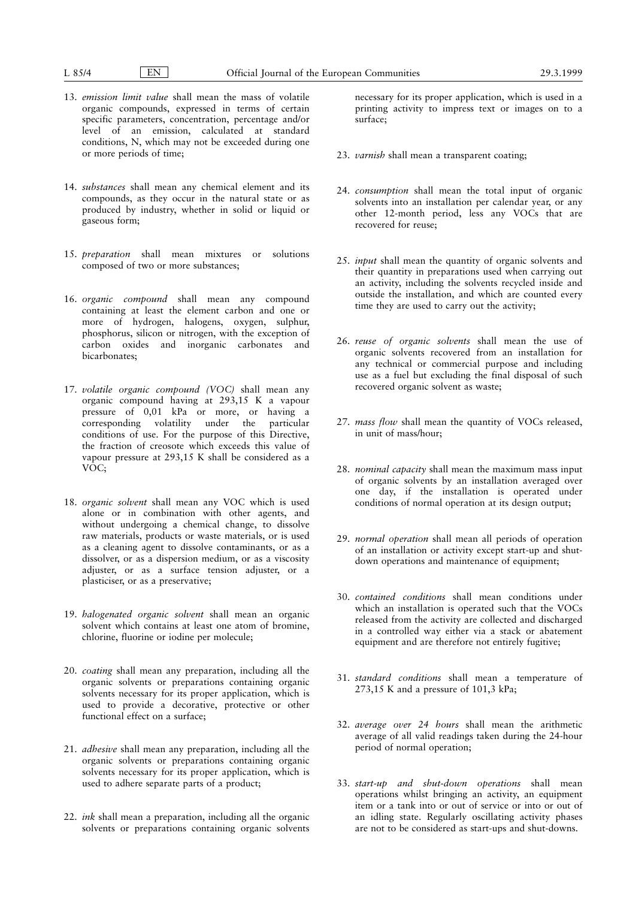13. *emission limit value* shall mean the mass of volatile organic compounds, expressed in terms of certain specific parameters, concentration, percentage and/or level of an emission, calculated at standard conditions, N, which may not be exceeded during one or more periods of time;

14. *substances* shall mean any chemical element and its compounds, as they occur in the natural state or as produced by industry, whether in solid or liquid or gaseous form;

15. *preparation* shall mean mixtures or solutions composed of two or more substances;

16. *organic compound* shall mean any compound containing at least the element carbon and one or more of hydrogen, halogens, oxygen, sulphur, phosphorus, silicon or nitrogen, with the exception of carbon oxides and inorganic carbonates and bicarbonates;

17. *volatile organic compound (VOC)* shall mean any organic compound having at 293,15 K a vapour pressure of 0,01 kPa or more, or having a corresponding volatility under the particular conditions of use. For the purpose of this Directive, the fraction of creosote which exceeds this value of vapour pressure at 293,15 K shall be considered as a VOC;

18. *organic solvent* shall mean any VOC which is used alone or in combination with other agents, and without undergoing a chemical change, to dissolve raw materials, products or waste materials, or is used as a cleaning agent to dissolve contaminants, or as a dissolver, or as a dispersion medium, or as a viscosity adjuster, or as a surface tension adjuster, or a plasticiser, or as a preservative;

19. *halogenated organic solvent* shall mean an organic solvent which contains at least one atom of bromine, chlorine, fluorine or iodine per molecule;

20. *coating* shall mean any preparation, including all the organic solvents or preparations containing organic solvents necessary for its proper application, which is used to provide a decorative, protective or other functional effect on a surface;

21. *adhesive* shall mean any preparation, including all the organic solvents or preparations containing organic solvents necessary for its proper application, which is used to adhere separate parts of a product;

22. *ink* shall mean a preparation, including all the organic solvents or preparations containing organic solvents necessary for its proper application, which is used in a printing activity to impress text or images on to a surface;

23. *varnish* shall mean a transparent coating;

24. *consumption* shall mean the total input of organic solvents into an installation per calendar year, or any other 12-month period, less any VOCs that are recovered for reuse;

25. *input* shall mean the quantity of organic solvents and their quantity in preparations used when carrying out an activity, including the solvents recycled inside and outside the installation, and which are counted every time they are used to carry out the activity;

26. *reuse of organic solvents* shall mean the use of organic solvents recovered from an installation for any technical or commercial purpose and including use as a fuel but excluding the final disposal of such recovered organic solvent as waste;

27. *mass flow* shall mean the quantity of VOCs released, in unit of mass/hour;

28. *nominal capacity* shall mean the maximum mass input of organic solvents by an installation averaged over one day, if the installation is operated under conditions of normal operation at its design output;

29. *normal operation* shall mean all periods of operation of an installation or activity except start-up and shut-down operations and maintenance of equipment;

30. *contained conditions* shall mean conditions under which an installation is operated such that the VOCs released from the activity are collected and discharged in a controlled way either via a stack or abatement equipment and are therefore not entirely fugitive;

31. *standard conditions* shall mean a temperature of 273,15 K and a pressure of 101,3 kPa;

32. *average over 24 hours* shall mean the arithmetic average of all valid readings taken during the 24-hour period of normal operation;

33. *start-up and shut-down operations* shall mean operations whilst bringing an activity, an equipment item or a tank into or out of service or into or out of an idling state. Regularly oscillating activity phases are not to be considered as start-ups and shut-downs.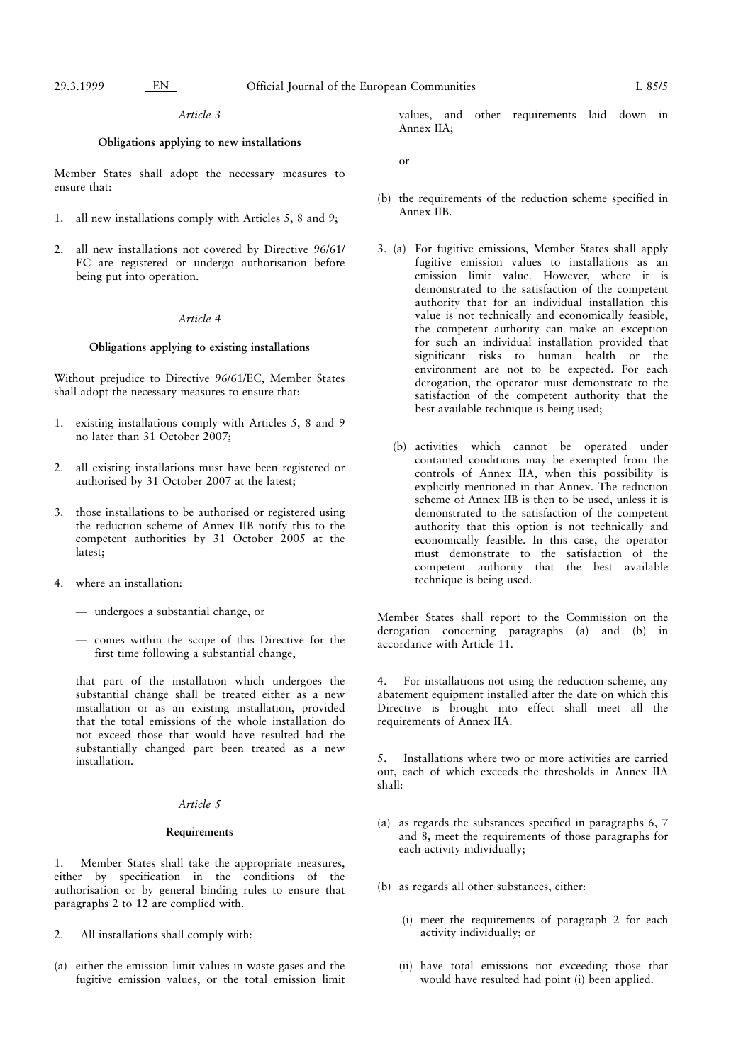*Article 3*

**Obligations applying to new installations**

Member States shall adopt the necessary measures to ensure that:

1. all new installations comply with Articles 5, 8 and 9;

2. all new installations not covered by Directive 96/61/EC are registered or undergo authorisation before being put into operation.

*Article 4*

**Obligations applying to existing installations**

Without prejudice to Directive 96/61/EC, Member States shall adopt the necessary measures to ensure that:

1. existing installations comply with Articles 5, 8 and 9 no later than 31 October 2007;

2. all existing installations must have been registered or authorised by 31 October 2007 at the latest;

3. those installations to be authorised or registered using the reduction scheme of Annex IIB notify this to the competent authorities by 31 October 2005 at the latest;

4. where an installation:

   — undergoes a substantial change, or

   — comes within the scope of this Directive for the first time following a substantial change,

   that part of the installation which undergoes the substantial change shall be treated either as a new installation or as an existing installation, provided that the total emissions of the whole installation do not exceed those that would have resulted had the substantially changed part been treated as a new installation.

*Article 5*

**Requirements**

1. Member States shall take the appropriate measures, either by specification in the conditions of the authorisation or by general binding rules to ensure that paragraphs 2 to 12 are complied with.

2. All installations shall comply with:

(a) either the emission limit values in waste gases and the fugitive emission values, or the total emission limit values, and other requirements laid down in Annex IIA;

or

(b) the requirements of the reduction scheme specified in Annex IIB.

3. (a) For fugitive emissions, Member States shall apply fugitive emission values to installations as an emission limit value. However, where it is demonstrated to the satisfaction of the competent authority that for an individual installation this value is not technically and economically feasible, the competent authority can make an exception for such an individual installation provided that significant risks to human health or the environment are not to be expected. For each derogation, the operator must demonstrate to the satisfaction of the competent authority that the best available technique is being used;

   (b) activities which cannot be operated under contained conditions may be exempted from the controls of Annex IIA, when this possibility is explicitly mentioned in that Annex. The reduction scheme of Annex IIB is then to be used, unless it is demonstrated to the satisfaction of the competent authority that this option is not technically and economically feasible. In this case, the operator must demonstrate to the satisfaction of the competent authority that the best available technique is being used.

Member States shall report to the Commission on the derogation concerning paragraphs (a) and (b) in accordance with Article 11.

4. For installations not using the reduction scheme, any abatement equipment installed after the date on which this Directive is brought into effect shall meet all the requirements of Annex IIA.

5. Installations where two or more activities are carried out, each of which exceeds the thresholds in Annex IIA shall:

(a) as regards the substances specified in paragraphs 6, 7 and 8, meet the requirements of those paragraphs for each activity individually;

(b) as regards all other substances, either:

   (i) meet the requirements of paragraph 2 for each activity individually; or

   (ii) have total emissions not exceeding those that would have resulted had point (i) been applied.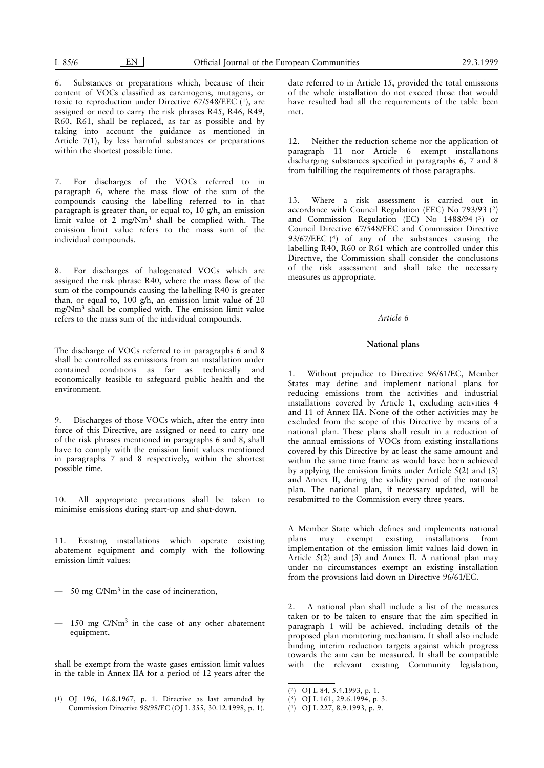6. Substances or preparations which, because of their content of VOCs classified as carcinogens, mutagens, or toxic to reproduction under Directive 67/548/EEC [1], are assigned or need to carry the risk phrases R45, R46, R49, R60, R61, shall be replaced, as far as possible and by taking into account the guidance as mentioned in Article 7(1), by less harmful substances or preparations within the shortest possible time.

7. For discharges of the VOCs referred to in paragraph 6, where the mass flow of the sum of the compounds causing the labelling referred to in that paragraph is greater than, or equal to, 10 g/h, an emission limit value of 2 mg/Nm$^3$ shall be complied with. The emission limit value refers to the mass sum of the individual compounds.

8. For discharges of halogenated VOCs which are assigned the risk phrase R40, where the mass flow of the sum of the compounds causing the labelling R40 is greater than, or equal to, 100 g/h, an emission limit value of 20 mg/Nm$^3$ shall be complied with. The emission limit value refers to the mass sum of the individual compounds.

The discharge of VOCs referred to in paragraphs 6 and 8 shall be controlled as emissions from an installation under contained conditions as far as technically and economically feasible to safeguard public health and the environment.

9. Discharges of those VOCs which, after the entry into force of this Directive, are assigned or need to carry one of the risk phrases mentioned in paragraphs 6 and 8, shall have to comply with the emission limit values mentioned in paragraphs 7 and 8 respectively, within the shortest possible time.

10. All appropriate precautions shall be taken to minimise emissions during start-up and shut-down.

11. Existing installations which operate existing abatement equipment and comply with the following emission limit values:

— 50 mg C/Nm$^3$ in the case of incineration,

— 150 mg C/Nm$^3$ in the case of any other abatement equipment,

shall be exempt from the waste gases emission limit values in the table in Annex IIA for a period of 12 years after the date referred to in Article 15, provided the total emissions of the whole installation do not exceed those that would have resulted had all the requirements of the table been met.

12. Neither the reduction scheme nor the application of paragraph 11 nor Article 6 exempt installations discharging substances specified in paragraphs 6, 7 and 8 from fulfilling the requirements of those paragraphs.

13. Where a risk assessment is carried out in accordance with Council Regulation (EEC) No 793/93 [2] and Commission Regulation (EC) No 1488/94 [3] or Council Directive 67/548/EEC and Commission Directive 93/67/EEC [4] of any of the substances causing the labelling R40, R60 or R61 which are controlled under this Directive, the Commission shall consider the conclusions of the risk assessment and shall take the necessary measures as appropriate.

*Article 6*

**National plans**

1. Without prejudice to Directive 96/61/EC, Member States may define and implement national plans for reducing emissions from the activities and industrial installations covered by Article 1, excluding activities 4 and 11 of Annex IIA. None of the other activities may be excluded from the scope of this Directive by means of a national plan. These plans shall result in a reduction of the annual emissions of VOCs from existing installations covered by this Directive by at least the same amount and within the same time frame as would have been achieved by applying the emission limits under Article 5(2) and (3) and Annex II, during the validity period of the national plan. The national plan, if necessary updated, will be resubmitted to the Commission every three years.

A Member State which defines and implements national plans may exempt existing installations from implementation of the emission limit values laid down in Article 5(2) and (3) and Annex II. A national plan may under no circumstances exempt an existing installation from the provisions laid down in Directive 96/61/EC.

2. A national plan shall include a list of the measures taken or to be taken to ensure that the aim specified in paragraph 1 will be achieved, including details of the proposed plan monitoring mechanism. It shall also include binding interim reduction targets against which progress towards the aim can be measured. It shall be compatible with the relevant existing Community legislation,

---

[1] OJ 196, 16.8.1967, p. 1. Directive as last amended by Commission Directive 98/98/EC (OJ L 355, 30.12.1998, p. 1).

[2] OJ L 84, 5.4.1993, p. 1.

[3] OJ L 161, 29.6.1994, p. 3.

[4] OJ L 227, 8.9.1993, p. 9.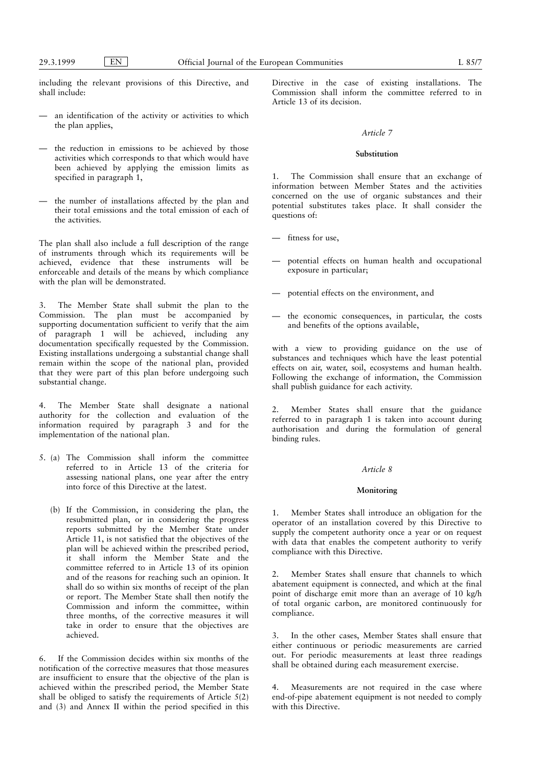including the relevant provisions of this Directive, and shall include:

— an identification of the activity or activities to which the plan applies,

— the reduction in emissions to be achieved by those activities which corresponds to that which would have been achieved by applying the emission limits as specified in paragraph 1,

— the number of installations affected by the plan and their total emissions and the total emission of each of the activities.

The plan shall also include a full description of the range of instruments through which its requirements will be achieved, evidence that these instruments will be enforceable and details of the means by which compliance with the plan will be demonstrated.

3. The Member State shall submit the plan to the Commission. The plan must be accompanied by supporting documentation sufficient to verify that the aim of paragraph 1 will be achieved, including any documentation specifically requested by the Commission. Existing installations undergoing a substantial change shall remain within the scope of the national plan, provided that they were part of this plan before undergoing such substantial change.

4. The Member State shall designate a national authority for the collection and evaluation of the information required by paragraph 3 and for the implementation of the national plan.

5. (a) The Commission shall inform the committee referred to in Article 13 of the criteria for assessing national plans, one year after the entry into force of this Directive at the latest.

(b) If the Commission, in considering the plan, the resubmitted plan, or in considering the progress reports submitted by the Member State under Article 11, is not satisfied that the objectives of the plan will be achieved within the prescribed period, it shall inform the Member State and the committee referred to in Article 13 of its opinion and of the reasons for reaching such an opinion. It shall do so within six months of receipt of the plan or report. The Member State shall then notify the Commission and inform the committee, within three months, of the corrective measures it will take in order to ensure that the objectives are achieved.

6. If the Commission decides within six months of the notification of the corrective measures that those measures are insufficient to ensure that the objective of the plan is achieved within the prescribed period, the Member State shall be obliged to satisfy the requirements of Article 5(2) and (3) and Annex II within the period specified in this Directive in the case of existing installations. The Commission shall inform the committee referred to in Article 13 of its decision.

## *Article 7*

### Substitution

1. The Commission shall ensure that an exchange of information between Member States and the activities concerned on the use of organic substances and their potential substitutes takes place. It shall consider the questions of:

— fitness for use,

— potential effects on human health and occupational exposure in particular;

— potential effects on the environment, and

— the economic consequences, in particular, the costs and benefits of the options available,

with a view to providing guidance on the use of substances and techniques which have the least potential effects on air, water, soil, ecosystems and human health. Following the exchange of information, the Commission shall publish guidance for each activity.

2. Member States shall ensure that the guidance referred to in paragraph 1 is taken into account during authorisation and during the formulation of general binding rules.

## *Article 8*

### Monitoring

1. Member States shall introduce an obligation for the operator of an installation covered by this Directive to supply the competent authority once a year or on request with data that enables the competent authority to verify compliance with this Directive.

2. Member States shall ensure that channels to which abatement equipment is connected, and which at the final point of discharge emit more than an average of 10 kg/h of total organic carbon, are monitored continuously for compliance.

3. In the other cases, Member States shall ensure that either continuous or periodic measurements are carried out. For periodic measurements at least three readings shall be obtained during each measurement exercise.

4. Measurements are not required in the case where end-of-pipe abatement equipment is not needed to comply with this Directive.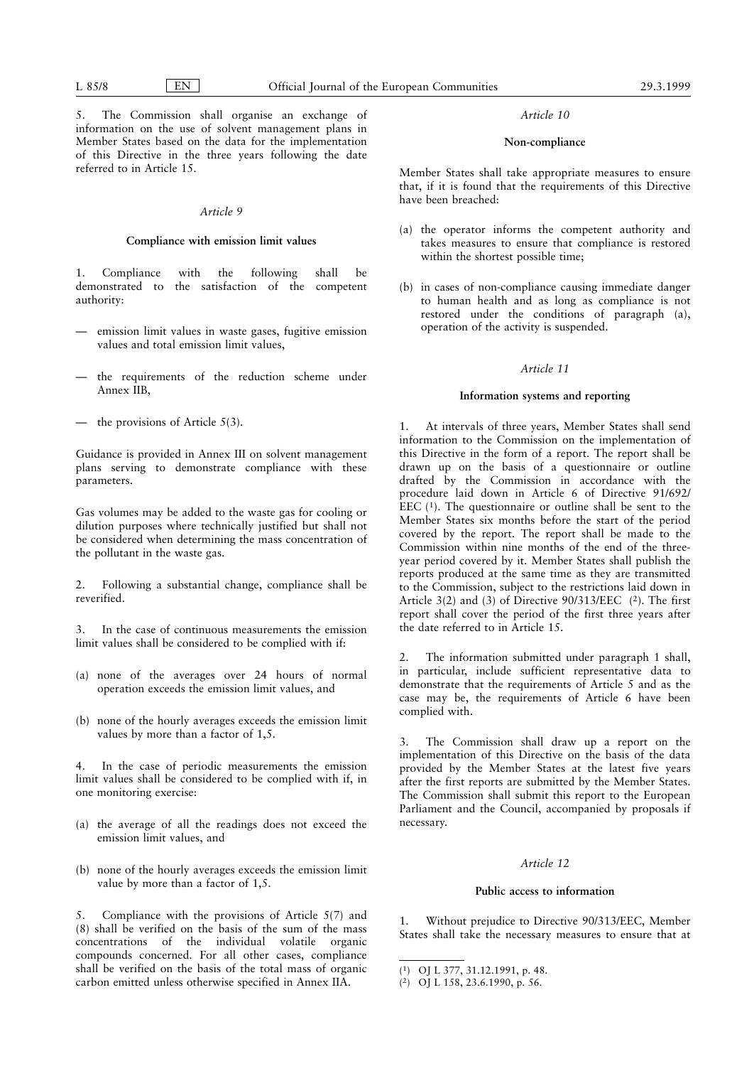5. The Commission shall organise an exchange of information on the use of solvent management plans in Member States based on the data for the implementation of this Directive in the three years following the date referred to in Article 15.

*Article 9*

**Compliance with emission limit values**

1. Compliance with the following shall be demonstrated to the satisfaction of the competent authority:

— emission limit values in waste gases, fugitive emission values and total emission limit values,

— the requirements of the reduction scheme under Annex IIB,

— the provisions of Article 5(3).

Guidance is provided in Annex III on solvent management plans serving to demonstrate compliance with these parameters.

Gas volumes may be added to the waste gas for cooling or dilution purposes where technically justified but shall not be considered when determining the mass concentration of the pollutant in the waste gas.

2. Following a substantial change, compliance shall be reverified.

3. In the case of continuous measurements the emission limit values shall be considered to be complied with if:

(a) none of the averages over 24 hours of normal operation exceeds the emission limit values, and

(b) none of the hourly averages exceeds the emission limit values by more than a factor of 1,5.

4. In the case of periodic measurements the emission limit values shall be considered to be complied with if, in one monitoring exercise:

(a) the average of all the readings does not exceed the emission limit values, and

(b) none of the hourly averages exceeds the emission limit value by more than a factor of 1,5.

5. Compliance with the provisions of Article 5(7) and (8) shall be verified on the basis of the sum of the mass concentrations of the individual volatile organic compounds concerned. For all other cases, compliance shall be verified on the basis of the total mass of organic carbon emitted unless otherwise specified in Annex IIA.

*Article 10*

**Non-compliance**

Member States shall take appropriate measures to ensure that, if it is found that the requirements of this Directive have been breached:

(a) the operator informs the competent authority and takes measures to ensure that compliance is restored within the shortest possible time;

(b) in cases of non-compliance causing immediate danger to human health and as long as compliance is not restored under the conditions of paragraph (a), operation of the activity is suspended.

*Article 11*

**Information systems and reporting**

1. At intervals of three years, Member States shall send information to the Commission on the implementation of this Directive in the form of a report. The report shall be drawn up on the basis of a questionnaire or outline drafted by the Commission in accordance with the procedure laid down in Article 6 of Directive 91/692/EEC [1]. The questionnaire or outline shall be sent to the Member States six months before the start of the period covered by the report. The report shall be made to the Commission within nine months of the end of the three-year period covered by it. Member States shall publish the reports produced at the same time as they are transmitted to the Commission, subject to the restrictions laid down in Article 3(2) and (3) of Directive 90/313/EEC [2]. The first report shall cover the period of the first three years after the date referred to in Article 15.

2. The information submitted under paragraph 1 shall, in particular, include sufficient representative data to demonstrate that the requirements of Article 5 and as the case may be, the requirements of Article 6 have been complied with.

3. The Commission shall draw up a report on the implementation of this Directive on the basis of the data provided by the Member States at the latest five years after the first reports are submitted by the Member States. The Commission shall submit this report to the European Parliament and the Council, accompanied by proposals if necessary.

*Article 12*

**Public access to information**

1. Without prejudice to Directive 90/313/EEC, Member States shall take the necessary measures to ensure that at

[1] OJ L 377, 31.12.1991, p. 48.

[2] OJ L 158, 23.6.1990, p. 56.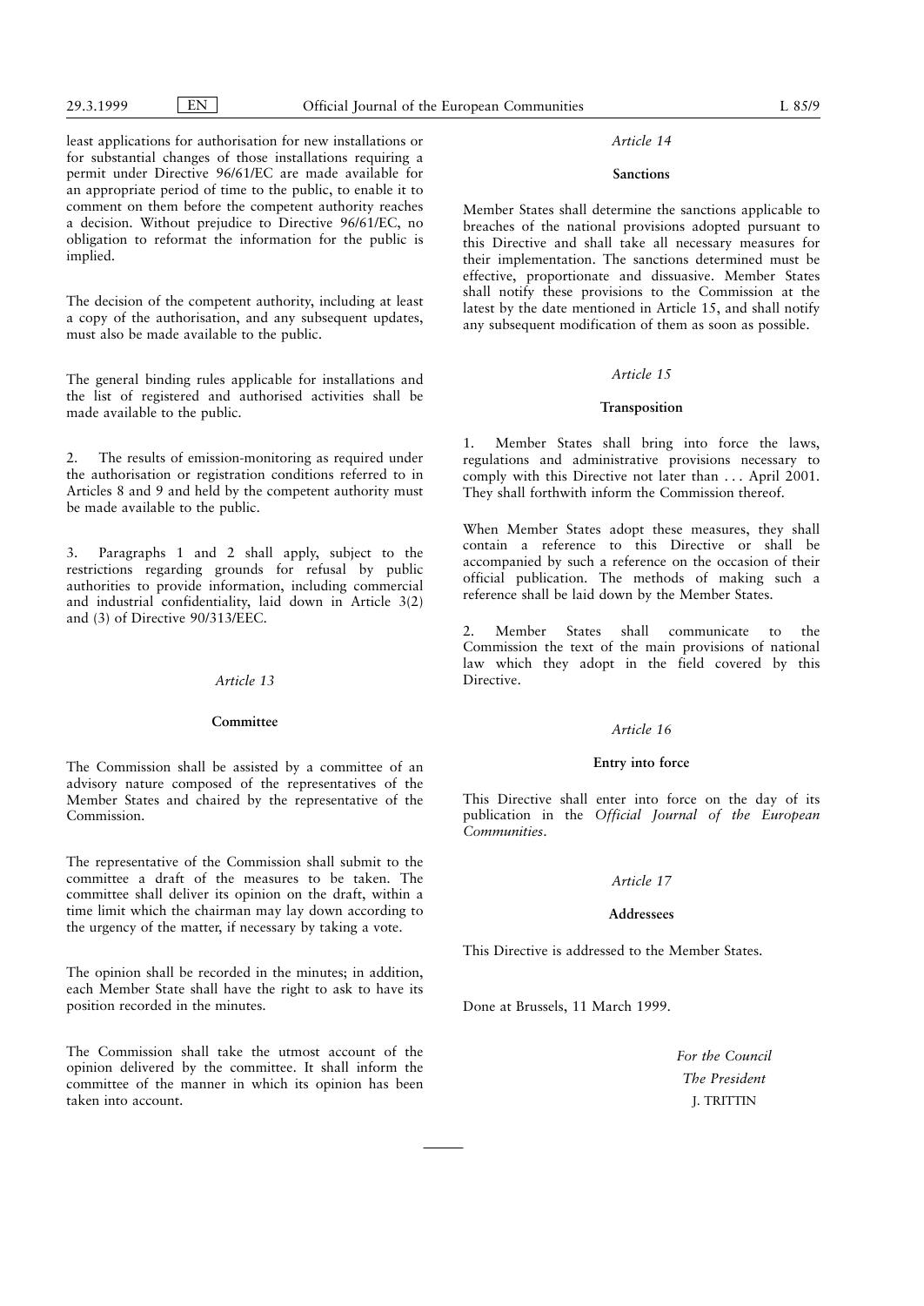least applications for authorisation for new installations or for substantial changes of those installations requiring a permit under Directive 96/61/EC are made available for an appropriate period of time to the public, to enable it to comment on them before the competent authority reaches a decision. Without prejudice to Directive 96/61/EC, no obligation to reformat the information for the public is implied.

The decision of the competent authority, including at least a copy of the authorisation, and any subsequent updates, must also be made available to the public.

The general binding rules applicable for installations and the list of registered and authorised activities shall be made available to the public.

2. The results of emission-monitoring as required under the authorisation or registration conditions referred to in Articles 8 and 9 and held by the competent authority must be made available to the public.

3. Paragraphs 1 and 2 shall apply, subject to the restrictions regarding grounds for refusal by public authorities to provide information, including commercial and industrial confidentiality, laid down in Article 3(2) and (3) of Directive 90/313/EEC.

*Article 13*

**Committee**

The Commission shall be assisted by a committee of an advisory nature composed of the representatives of the Member States and chaired by the representative of the Commission.

The representative of the Commission shall submit to the committee a draft of the measures to be taken. The committee shall deliver its opinion on the draft, within a time limit which the chairman may lay down according to the urgency of the matter, if necessary by taking a vote.

The opinion shall be recorded in the minutes; in addition, each Member State shall have the right to ask to have its position recorded in the minutes.

The Commission shall take the utmost account of the opinion delivered by the committee. It shall inform the committee of the manner in which its opinion has been taken into account.

*Article 14*

**Sanctions**

Member States shall determine the sanctions applicable to breaches of the national provisions adopted pursuant to this Directive and shall take all necessary measures for their implementation. The sanctions determined must be effective, proportionate and dissuasive. Member States shall notify these provisions to the Commission at the latest by the date mentioned in Article 15, and shall notify any subsequent modification of them as soon as possible.

*Article 15*

**Transposition**

1. Member States shall bring into force the laws, regulations and administrative provisions necessary to comply with this Directive not later than . . . April 2001. They shall forthwith inform the Commission thereof.

When Member States adopt these measures, they shall contain a reference to this Directive or shall be accompanied by such a reference on the occasion of their official publication. The methods of making such a reference shall be laid down by the Member States.

2. Member States shall communicate to the Commission the text of the main provisions of national law which they adopt in the field covered by this Directive.

*Article 16*

**Entry into force**

This Directive shall enter into force on the day of its publication in the *Official Journal of the European Communities*.

*Article 17*

**Addressees**

This Directive is addressed to the Member States.

Done at Brussels, 11 March 1999.

*For the Council*

*The President*

J. TRITTIN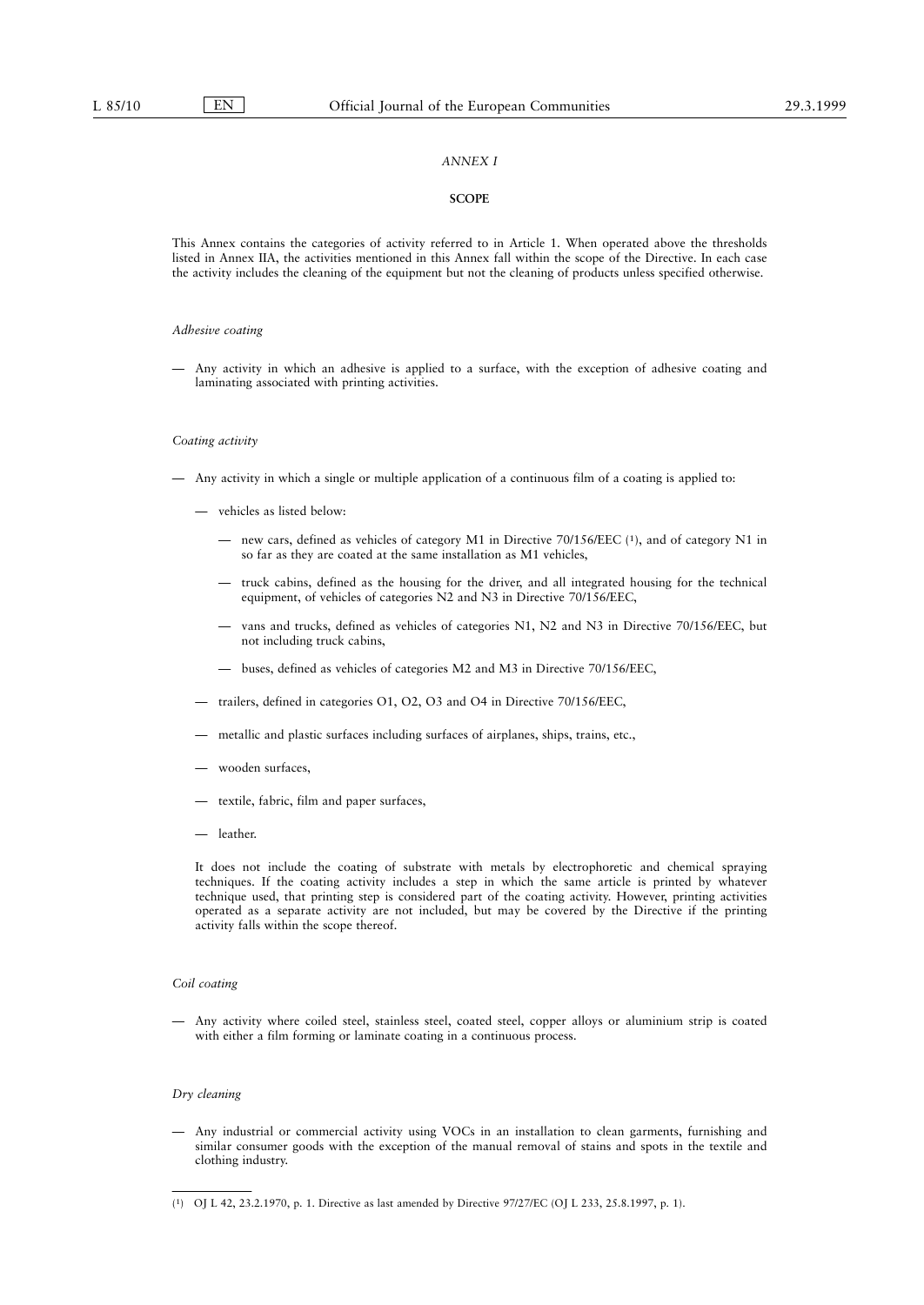*ANNEX I*

**SCOPE**

This Annex contains the categories of activity referred to in Article 1. When operated above the thresholds listed in Annex IIA, the activities mentioned in this Annex fall within the scope of the Directive. In each case the activity includes the cleaning of the equipment but not the cleaning of products unless specified otherwise.

*Adhesive coating*

— Any activity in which an adhesive is applied to a surface, with the exception of adhesive coating and laminating associated with printing activities.

*Coating activity*

— Any activity in which a single or multiple application of a continuous film of a coating is applied to:

  — vehicles as listed below:

    — new cars, defined as vehicles of category M1 in Directive 70/156/EEC [1], and of category N1 in so far as they are coated at the same installation as M1 vehicles,

    — truck cabins, defined as the housing for the driver, and all integrated housing for the technical equipment, of vehicles of categories N2 and N3 in Directive 70/156/EEC,

    — vans and trucks, defined as vehicles of categories N1, N2 and N3 in Directive 70/156/EEC, but not including truck cabins,

    — buses, defined as vehicles of categories M2 and M3 in Directive 70/156/EEC,

  — trailers, defined in categories O1, O2, O3 and O4 in Directive 70/156/EEC,

  — metallic and plastic surfaces including surfaces of airplanes, ships, trains, etc.,

  — wooden surfaces,

  — textile, fabric, film and paper surfaces,

  — leather.

  It does not include the coating of substrate with metals by electrophoretic and chemical spraying techniques. If the coating activity includes a step in which the same article is printed by whatever technique used, that printing step is considered part of the coating activity. However, printing activities operated as a separate activity are not included, but may be covered by the Directive if the printing activity falls within the scope thereof.

*Coil coating*

— Any activity where coiled steel, stainless steel, coated steel, copper alloys or aluminium strip is coated with either a film forming or laminate coating in a continuous process.

*Dry cleaning*

— Any industrial or commercial activity using VOCs in an installation to clean garments, furnishing and similar consumer goods with the exception of the manual removal of stains and spots in the textile and clothing industry.

---

[1] OJ L 42, 23.2.1970, p. 1. Directive as last amended by Directive 97/27/EC (OJ L 233, 25.8.1997, p. 1).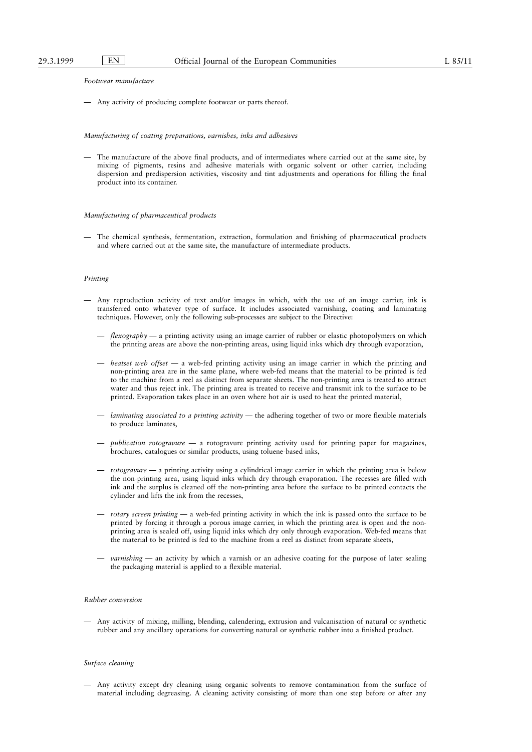*Footwear manufacture*

— Any activity of producing complete footwear or parts thereof.

*Manufacturing of coating preparations, varnishes, inks and adhesives*

— The manufacture of the above final products, and of intermediates where carried out at the same site, by mixing of pigments, resins and adhesive materials with organic solvent or other carrier, including dispersion and predispersion activities, viscosity and tint adjustments and operations for filling the final product into its container.

*Manufacturing of pharmaceutical products*

— The chemical synthesis, fermentation, extraction, formulation and finishing of pharmaceutical products and where carried out at the same site, the manufacture of intermediate products.

*Printing*

— Any reproduction activity of text and/or images in which, with the use of an image carrier, ink is transferred onto whatever type of surface. It includes associated varnishing, coating and laminating techniques. However, only the following sub-processes are subject to the Directive:

 — *flexography* — a printing activity using an image carrier of rubber or elastic photopolymers on which the printing areas are above the non-printing areas, using liquid inks which dry through evaporation,

 — *heatset web offset* — a web-fed printing activity using an image carrier in which the printing and non-printing area are in the same plane, where web-fed means that the material to be printed is fed to the machine from a reel as distinct from separate sheets. The non-printing area is treated to attract water and thus reject ink. The printing area is treated to receive and transmit ink to the surface to be printed. Evaporation takes place in an oven where hot air is used to heat the printed material,

 — *laminating associated to a printing activity* — the adhering together of two or more flexible materials to produce laminates,

 — *publication rotogravure* — a rotogravure printing activity used for printing paper for magazines, brochures, catalogues or similar products, using toluene-based inks,

 — *rotogravure* — a printing activity using a cylindrical image carrier in which the printing area is below the non-printing area, using liquid inks which dry through evaporation. The recesses are filled with ink and the surplus is cleaned off the non-printing area before the surface to be printed contacts the cylinder and lifts the ink from the recesses,

 — *rotary screen printing* — a web-fed printing activity in which the ink is passed onto the surface to be printed by forcing it through a porous image carrier, in which the printing area is open and the non-printing area is sealed off, using liquid inks which dry only through evaporation. Web-fed means that the material to be printed is fed to the machine from a reel as distinct from separate sheets,

 — *varnishing* — an activity by which a varnish or an adhesive coating for the purpose of later sealing the packaging material is applied to a flexible material.

*Rubber conversion*

— Any activity of mixing, milling, blending, calendering, extrusion and vulcanisation of natural or synthetic rubber and any ancillary operations for converting natural or synthetic rubber into a finished product.

*Surface cleaning*

— Any activity except dry cleaning using organic solvents to remove contamination from the surface of material including degreasing. A cleaning activity consisting of more than one step before or after any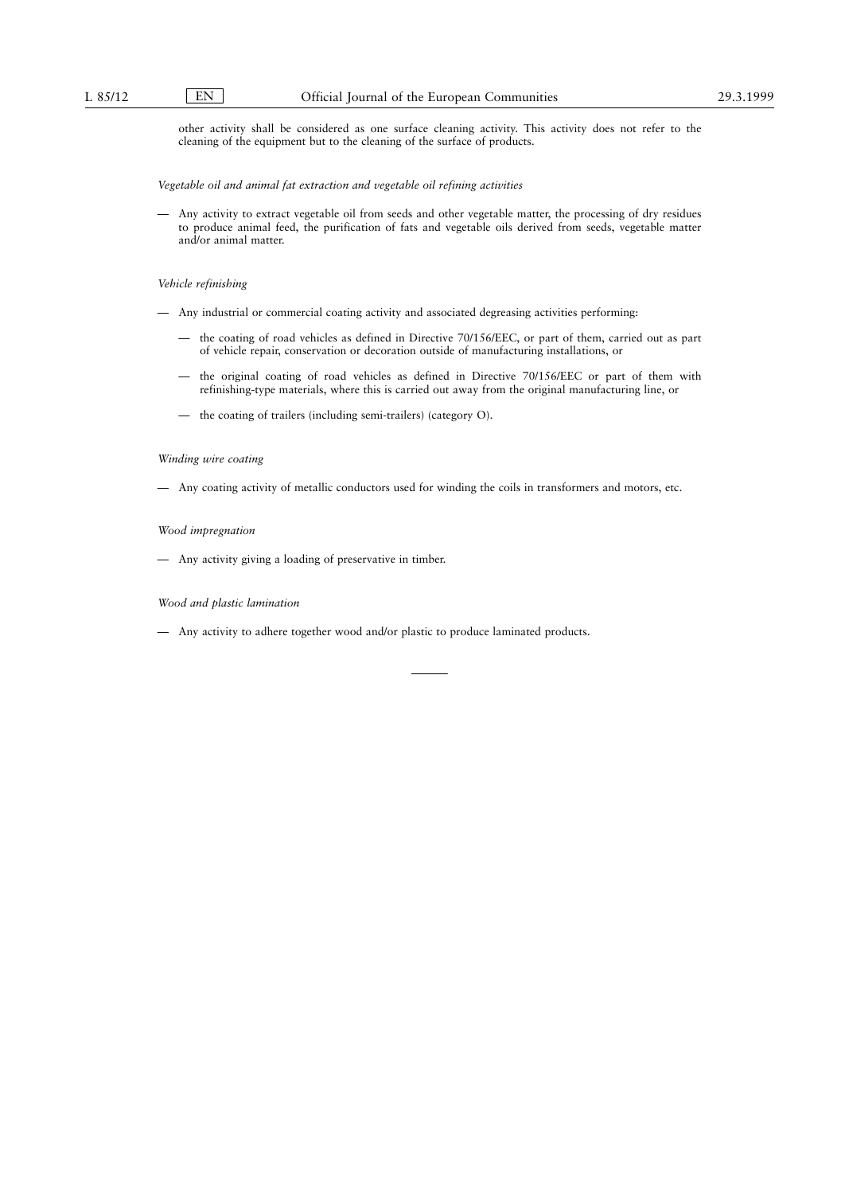other activity shall be considered as one surface cleaning activity. This activity does not refer to the cleaning of the equipment but to the cleaning of the surface of products.

*Vegetable oil and animal fat extraction and vegetable oil refining activities*

— Any activity to extract vegetable oil from seeds and other vegetable matter, the processing of dry residues to produce animal feed, the purification of fats and vegetable oils derived from seeds, vegetable matter and/or animal matter.

*Vehicle refinishing*

— Any industrial or commercial coating activity and associated degreasing activities performing:

  — the coating of road vehicles as defined in Directive 70/156/EEC, or part of them, carried out as part of vehicle repair, conservation or decoration outside of manufacturing installations, or

  — the original coating of road vehicles as defined in Directive 70/156/EEC or part of them with refinishing-type materials, where this is carried out away from the original manufacturing line, or

  — the coating of trailers (including semi-trailers) (category O).

*Winding wire coating*

— Any coating activity of metallic conductors used for winding the coils in transformers and motors, etc.

*Wood impregnation*

— Any activity giving a loading of preservative in timber.

*Wood and plastic lamination*

— Any activity to adhere together wood and/or plastic to produce laminated products.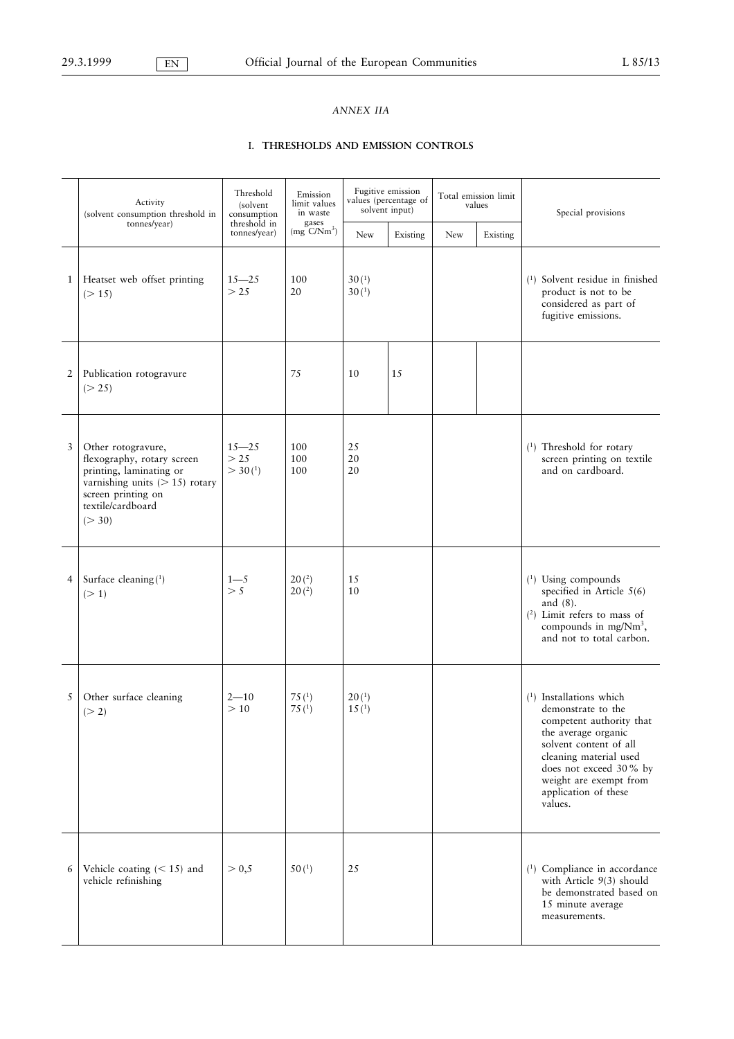*ANNEX IIA*

## I. THRESHOLDS AND EMISSION CONTROLS

| | Activity (solvent consumption threshold in tonnes/year) | Threshold (solvent consumption threshold in tonnes/year) | Emission limit values in waste gases (mg C/Nm$^3$) | Fugitive emission values (percentage of solvent input) | | Total emission limit values | | Special provisions |
|---|---|---|---|---|---|---|---|---|
| | | | | New | Existing | New | Existing | |
| 1 | Heatset web offset printing (> 15) | 15—25<br>> 25 | 100<br>20 | 30 (1)<br>30 (1) | | | | (1) Solvent residue in finished product is not to be considered as part of fugitive emissions. |
| 2 | Publication rotogravure (> 25) | | 75 | 10 | 15 | | | |
| 3 | Other rotogravure, flexography, rotary screen printing, laminating or varnishing units (> 15) rotary screen printing on textile/cardboard (> 30) | 15—25<br>> 25<br>> 30 (1) | 100<br>100<br>100 | 25<br>20<br>20 | | | | (1) Threshold for rotary screen printing on textile and on cardboard. |
| 4 | Surface cleaning (1) (> 1) | 1—5<br>> 5 | 20 (2)<br>20 (2) | 15<br>10 | | | | (1) Using compounds specified in Article 5(6) and (8).<br>(2) Limit refers to mass of compounds in mg/Nm$^3$, and not to total carbon. |
| 5 | Other surface cleaning (> 2) | 2—10<br>> 10 | 75 (1)<br>75 (1) | 20 (1)<br>15 (1) | | | | (1) Installations which demonstrate to the competent authority that the average organic solvent content of all cleaning material used does not exceed 30 % by weight are exempt from application of these values. |
| 6 | Vehicle coating (< 15) and vehicle refinishing | > 0,5 | 50 (1) | 25 | | | | (1) Compliance in accordance with Article 9(3) should be demonstrated based on 15 minute average measurements. |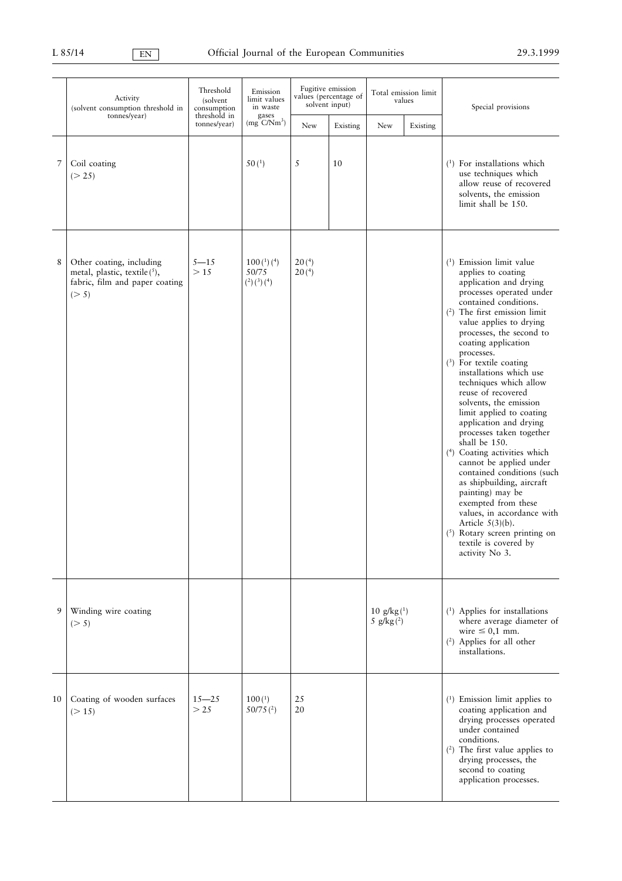| | Activity (solvent consumption threshold in tonnes/year) | Threshold (solvent consumption threshold in tonnes/year) | Emission limit values in waste gases (mg C/Nm[3]) | Fugitive emission values (percentage of solvent input) | | Total emission limit values | | Special provisions |
|---|---|---|---|---|---|---|---|---|
| | | | | New | Existing | New | Existing | |
| 7 | Coil coating (> 25) | | 50 (1) | 5 | 10 | | | (1) For installations which use techniques which allow reuse of recovered solvents, the emission limit shall be 150. |
| 8 | Other coating, including metal, plastic, textile (5), fabric, film and paper coating (> 5) | 5—15<br>> 15 | 100 (1) (4)<br>50/75 (2) (3) (4) | 20 (4)<br>20 (4) | | | | (1) Emission limit value applies to coating application and drying processes operated under contained conditions.<br>(2) The first emission limit value applies to drying processes, the second to coating application processes.<br>(3) For textile coating installations which use techniques which allow reuse of recovered solvents, the emission limit applied to coating application and drying processes taken together shall be 150.<br>(4) Coating activities which cannot be applied under contained conditions (such as shipbuilding, aircraft painting) may be exempted from these values, in accordance with Article 5(3)(b).<br>(5) Rotary screen printing on textile is covered by activity No 3. |
| 9 | Winding wire coating (> 5) | | | | | 10 g/kg (1)<br>5 g/kg (2) | | (1) Applies for installations where average diameter of wire ≤ 0,1 mm.<br>(2) Applies for all other installations. |
| 10 | Coating of wooden surfaces (> 15) | 15—25<br>> 25 | 100 (1)<br>50/75 (2) | 25<br>20 | | | | (1) Emission limit applies to coating application and drying processes operated under contained conditions.<br>(2) The first value applies to drying processes, the second to coating application processes. |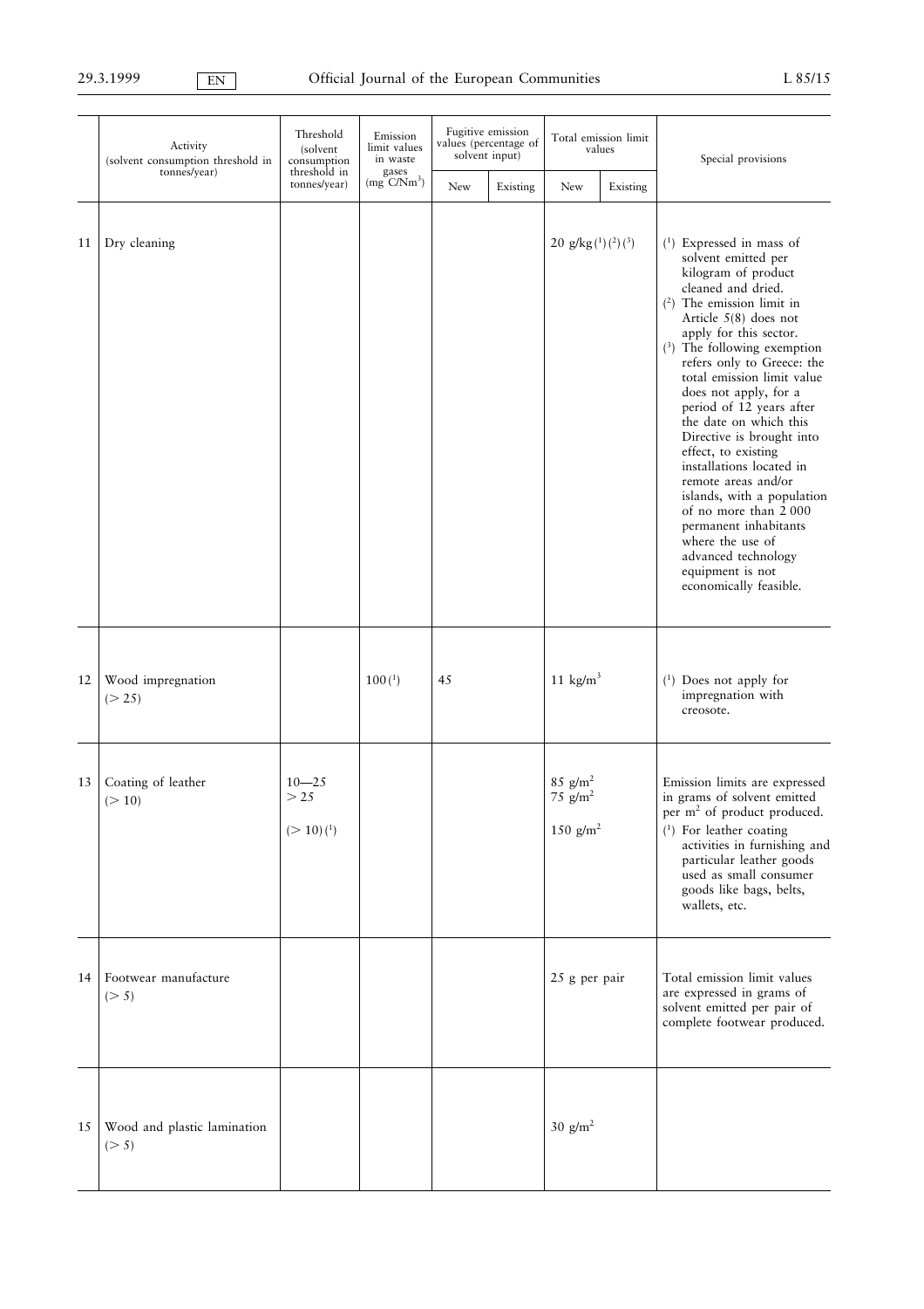| | Activity (solvent consumption threshold in tonnes/year) | Threshold (solvent consumption threshold in tonnes/year) | Emission limit values in waste gases (mg C/Nm$^3$) | Fugitive emission values (percentage of solvent input) | | Total emission limit values | | Special provisions |
|---|---|---|---|---|---|---|---|---|
| | | | | New | Existing | New | Existing | |
| 11 | Dry cleaning | | | | | 20 g/kg [1] [2] [3] | | [1] Expressed in mass of solvent emitted per kilogram of product cleaned and dried. [2] The emission limit in Article 5(8) does not apply for this sector. [3] The following exemption refers only to Greece: the total emission limit value does not apply, for a period of 12 years after the date on which this Directive is brought into effect, to existing installations located in remote areas and/or islands, with a population of no more than 2 000 permanent inhabitants where the use of advanced technology equipment is not economically feasible. |
| 12 | Wood impregnation (> 25) | | 100 [1] | 45 | | 11 kg/m$^3$ | | [1] Does not apply for impregnation with creosote. |
| 13 | Coating of leather (> 10) | 10—25<br>> 25<br>(> 10) [1] | | | | 85 g/m$^2$<br>75 g/m$^2$<br>150 g/m$^2$ | | Emission limits are expressed in grams of solvent emitted per m$^2$ of product produced. [1] For leather coating activities in furnishing and particular leather goods used as small consumer goods like bags, belts, wallets, etc. |
| 14 | Footwear manufacture (> 5) | | | | | 25 g per pair | | Total emission limit values are expressed in grams of solvent emitted per pair of complete footwear produced. |
| 15 | Wood and plastic lamination (> 5) | | | | | 30 g/m$^2$ | | |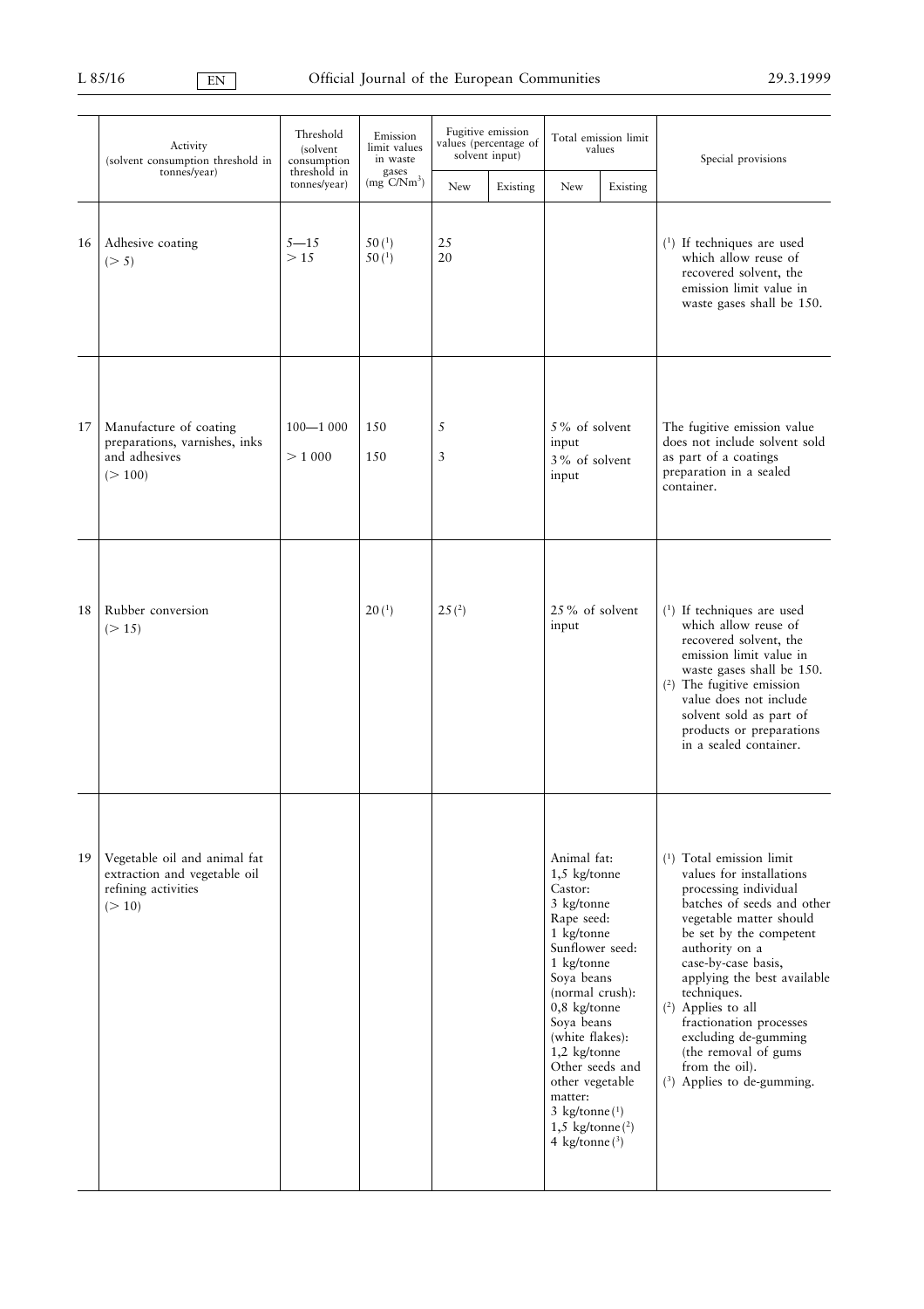| | Activity (solvent consumption threshold in tonnes/year) | Threshold (solvent consumption threshold in tonnes/year) | Emission limit values in waste gases (mg C/Nm$^3$) | Fugitive emission values (percentage of solvent input) | | Total emission limit values | | Special provisions |
|---|---|---|---|---|---|---|---|---|
| | | | | New | Existing | New | Existing | |
| 16 | Adhesive coating (> 5) | 5—15<br>> 15 | 50 (1)<br>50 (1) | 25<br>20 | | | | (1) If techniques are used which allow reuse of recovered solvent, the emission limit value in waste gases shall be 150. |
| 17 | Manufacture of coating preparations, varnishes, inks and adhesives (> 100) | 100—1 000<br>> 1 000 | 150<br>150 | 5<br>3 | | 5 % of solvent input<br>3 % of solvent input | | The fugitive emission value does not include solvent sold as part of a coatings preparation in a sealed container. |
| 18 | Rubber conversion (> 15) | | 20 (1) | 25 (2) | | 25 % of solvent input | | (1) If techniques are used which allow reuse of recovered solvent, the emission limit value in waste gases shall be 150.<br>(2) The fugitive emission value does not include solvent sold as part of products or preparations in a sealed container. |
| 19 | Vegetable oil and animal fat extraction and vegetable oil refining activities (> 10) | | | | | Animal fat: 1,5 kg/tonne<br>Castor: 3 kg/tonne<br>Rape seed: 1 kg/tonne<br>Sunflower seed: 1 kg/tonne<br>Soya beans (normal crush): 0,8 kg/tonne<br>Soya beans (white flakes): 1,2 kg/tonne<br>Other seeds and other vegetable matter:<br>3 kg/tonne (1)<br>1,5 kg/tonne (2)<br>4 kg/tonne (3) | | (1) Total emission limit values for installations processing individual batches of seeds and other vegetable matter should be set by the competent authority on a case-by-case basis, applying the best available techniques.<br>(2) Applies to all fractionation processes excluding de-gumming (the removal of gums from the oil).<br>(3) Applies to de-gumming. |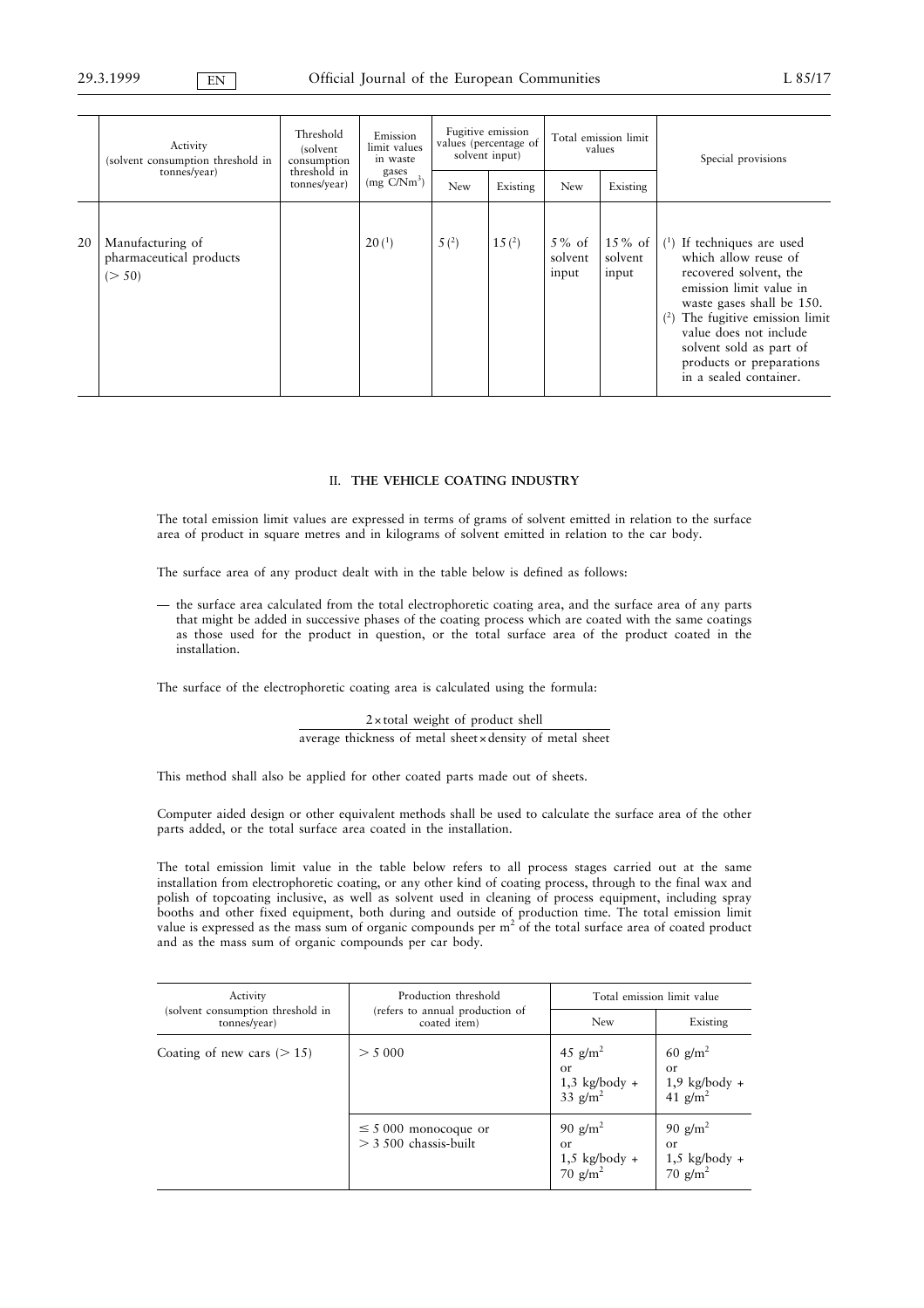| | Activity (solvent consumption threshold in tonnes/year) | Threshold (solvent consumption threshold in tonnes/year) | Emission limit values in waste gases (mg C/Nm$^3$) | Fugitive emission values (percentage of solvent input) | | Total emission limit values | | Special provisions |
|---|---|---|---|---|---|---|---|---|
| | | | | New | Existing | New | Existing | |
| 20 | Manufacturing of pharmaceutical products (> 50) | | 20 (1) | 5 (2) | 15 (2) | 5 % of solvent input | 15 % of solvent input | (1) If techniques are used which allow reuse of recovered solvent, the emission limit value in waste gases shall be 150.<br>(2) The fugitive emission limit value does not include solvent sold as part of products or preparations in a sealed container. |

## II. THE VEHICLE COATING INDUSTRY

The total emission limit values are expressed in terms of grams of solvent emitted in relation to the surface area of product in square metres and in kilograms of solvent emitted in relation to the car body.

The surface area of any product dealt with in the table below is defined as follows:

— the surface area calculated from the total electrophoretic coating area, and the surface area of any parts that might be added in successive phases of the coating process which are coated with the same coatings as those used for the product in question, or the total surface area of the product coated in the installation.

The surface of the electrophoretic coating area is calculated using the formula:

$$\frac{2 \times \text{total weight of product shell}}{\text{average thickness of metal sheet} \times \text{density of metal sheet}}$$

This method shall also be applied for other coated parts made out of sheets.

Computer aided design or other equivalent methods shall be used to calculate the surface area of the other parts added, or the total surface area coated in the installation.

The total emission limit value in the table below refers to all process stages carried out at the same installation from electrophoretic coating, or any other kind of coating process, through to the final wax and polish of topcoating inclusive, as well as solvent used in cleaning of process equipment, including spray booths and other fixed equipment, both during and outside of production time. The total emission limit value is expressed as the mass sum of organic compounds per m$^2$ of the total surface area of coated product and as the mass sum of organic compounds per car body.

| Activity (solvent consumption threshold in tonnes/year) | Production threshold (refers to annual production of coated item) | Total emission limit value | |
|---|---|---|---|
| | | New | Existing |
| Coating of new cars (> 15) | > 5 000 | 45 g/m$^2$ or 1,3 kg/body + 33 g/m$^2$ | 60 g/m$^2$ or 1,9 kg/body + 41 g/m$^2$ |
| | ≤ 5 000 monocoque or > 3 500 chassis-built | 90 g/m$^2$ or 1,5 kg/body + 70 g/m$^2$ | 90 g/m$^2$ or 1,5 kg/body + 70 g/m$^2$ |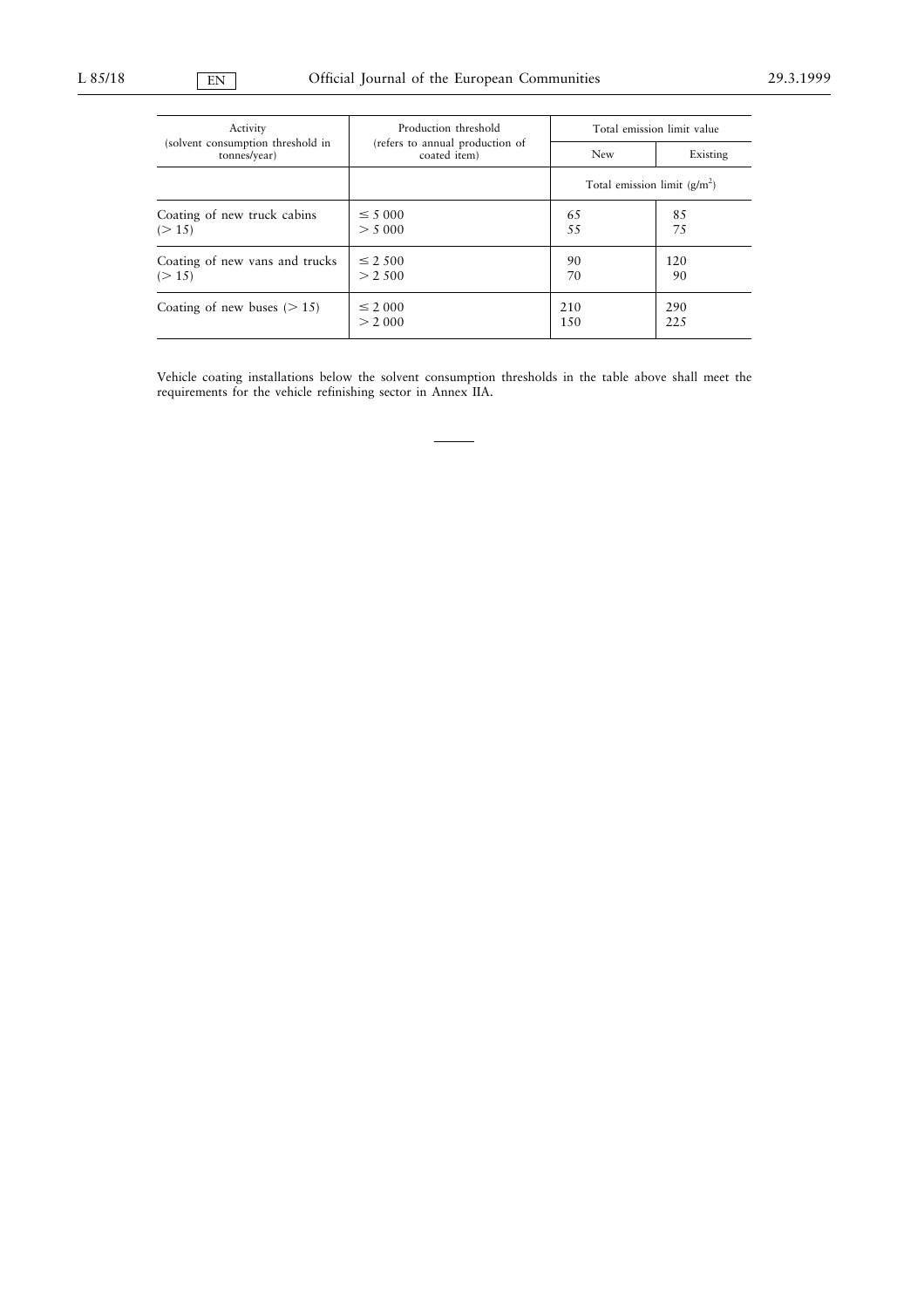| Activity (solvent consumption threshold in tonnes/year) | Production threshold (refers to annual production of coated item) | Total emission limit value | |
|---|---|---|---|
| | | New | Existing |
| | | Total emission limit ($g/m^2$) | |
| Coating of new truck cabins (> 15) | ≤ 5 000<br>> 5 000 | 65<br>55 | 85<br>75 |
| Coating of new vans and trucks (> 15) | ≤ 2 500<br>> 2 500 | 90<br>70 | 120<br>90 |
| Coating of new buses (> 15) | ≤ 2 000<br>> 2 000 | 210<br>150 | 290<br>225 |

Vehicle coating installations below the solvent consumption thresholds in the table above shall meet the requirements for the vehicle refinishing sector in Annex IIA.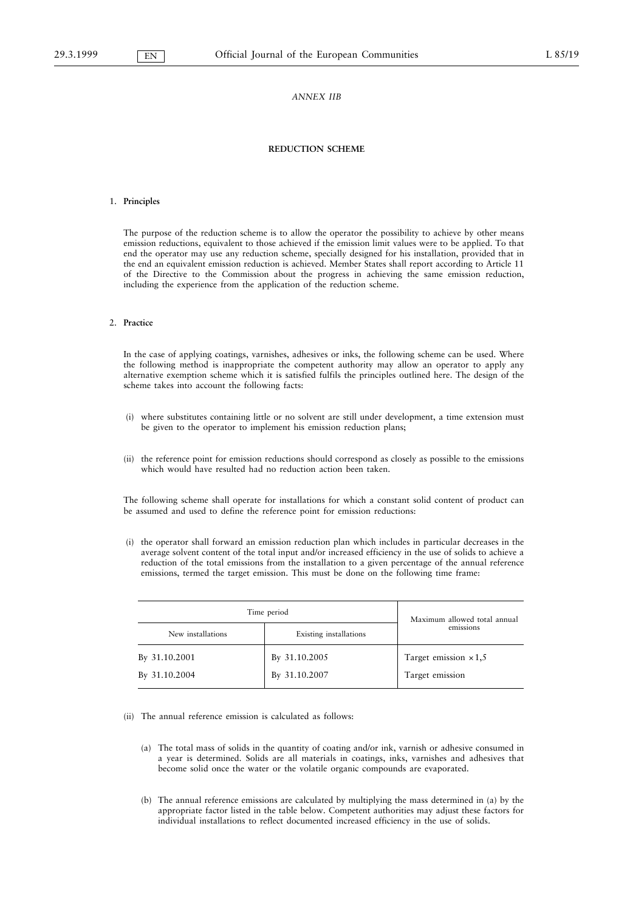*ANNEX IIB*

**REDUCTION SCHEME**

## 1. Principles

The purpose of the reduction scheme is to allow the operator the possibility to achieve by other means emission reductions, equivalent to those achieved if the emission limit values were to be applied. To that end the operator may use any reduction scheme, specially designed for his installation, provided that in the end an equivalent emission reduction is achieved. Member States shall report according to Article 11 of the Directive to the Commission about the progress in achieving the same emission reduction, including the experience from the application of the reduction scheme.

## 2. Practice

In the case of applying coatings, varnishes, adhesives or inks, the following scheme can be used. Where the following method is inappropriate the competent authority may allow an operator to apply any alternative exemption scheme which it is satisfied fulfils the principles outlined here. The design of the scheme takes into account the following facts:

(i) where substitutes containing little or no solvent are still under development, a time extension must be given to the operator to implement his emission reduction plans;

(ii) the reference point for emission reductions should correspond as closely as possible to the emissions which would have resulted had no reduction action been taken.

The following scheme shall operate for installations for which a constant solid content of product can be assumed and used to define the reference point for emission reductions:

(i) the operator shall forward an emission reduction plan which includes in particular decreases in the average solvent content of the total input and/or increased efficiency in the use of solids to achieve a reduction of the total emissions from the installation to a given percentage of the annual reference emissions, termed the target emission. This must be done on the following time frame:

| Time period | | Maximum allowed total annual emissions |
|---|---|---|
| New installations | Existing installations | |
| By 31.10.2001 | By 31.10.2005 | Target emission × 1,5 |
| By 31.10.2004 | By 31.10.2007 | Target emission |

(ii) The annual reference emission is calculated as follows:

(a) The total mass of solids in the quantity of coating and/or ink, varnish or adhesive consumed in a year is determined. Solids are all materials in coatings, inks, varnishes and adhesives that become solid once the water or the volatile organic compounds are evaporated.

(b) The annual reference emissions are calculated by multiplying the mass determined in (a) by the appropriate factor listed in the table below. Competent authorities may adjust these factors for individual installations to reflect documented increased efficiency in the use of solids.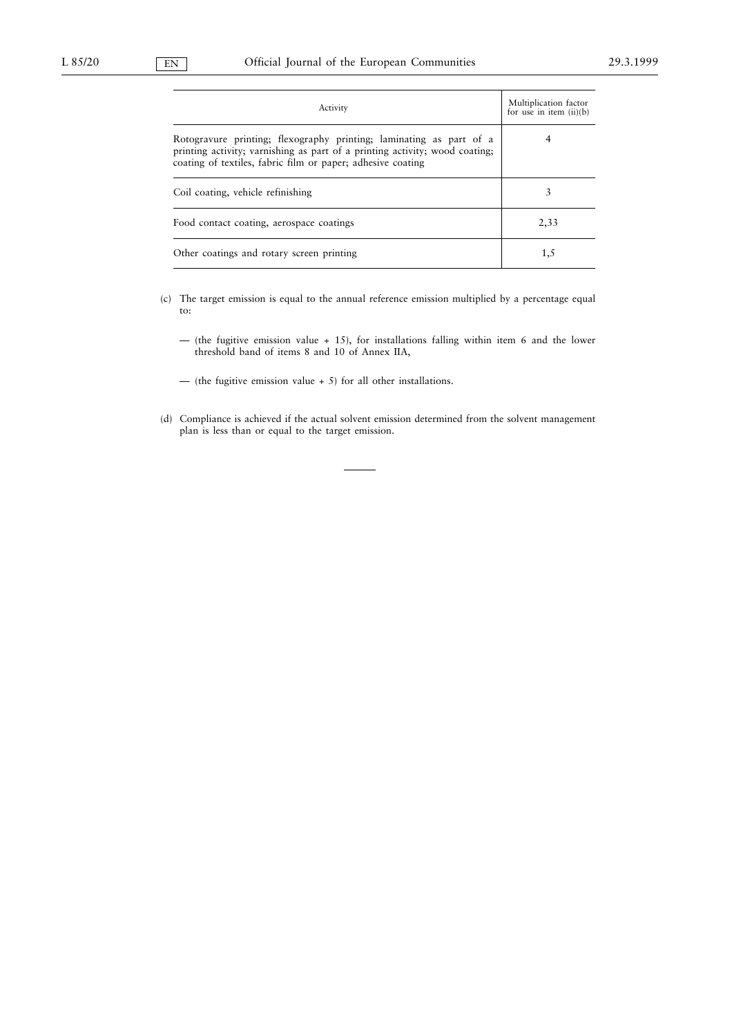| Activity | Multiplication factor for use in item (ii)(b) |
|---|---|
| Rotogravure printing; flexography printing; laminating as part of a printing activity; varnishing as part of a printing activity; wood coating; coating of textiles, fabric film or paper; adhesive coating | 4 |
| Coil coating, vehicle refinishing | 3 |
| Food contact coating, aerospace coatings | 2,33 |
| Other coatings and rotary screen printing | 1,5 |

(c) The target emission is equal to the annual reference emission multiplied by a percentage equal to:

— (the fugitive emission value + 15), for installations falling within item 6 and the lower threshold band of items 8 and 10 of Annex IIA,

— (the fugitive emission value + 5) for all other installations.

(d) Compliance is achieved if the actual solvent emission determined from the solvent management plan is less than or equal to the target emission.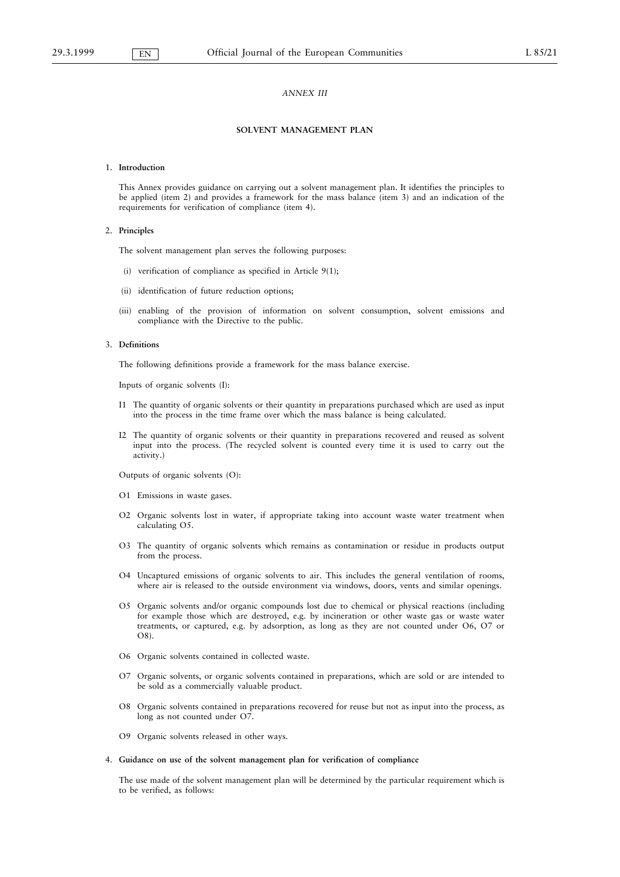## ANNEX III

## SOLVENT MANAGEMENT PLAN

### 1. Introduction

This Annex provides guidance on carrying out a solvent management plan. It identifies the principles to be applied (item 2) and provides a framework for the mass balance (item 3) and an indication of the requirements for verification of compliance (item 4).

### 2. Principles

The solvent management plan serves the following purposes:

(i) verification of compliance as specified in Article 9(1);

(ii) identification of future reduction options;

(iii) enabling of the provision of information on solvent consumption, solvent emissions and compliance with the Directive to the public.

### 3. Definitions

The following definitions provide a framework for the mass balance exercise.

Inputs of organic solvents (I):

I1 The quantity of organic solvents or their quantity in preparations purchased which are used as input into the process in the time frame over which the mass balance is being calculated.

I2 The quantity of organic solvents or their quantity in preparations recovered and reused as solvent input into the process. (The recycled solvent is counted every time it is used to carry out the activity.)

Outputs of organic solvents (O):

O1 Emissions in waste gases.

O2 Organic solvents lost in water, if appropriate taking into account waste water treatment when calculating O5.

O3 The quantity of organic solvents which remains as contamination or residue in products output from the process.

O4 Uncaptured emissions of organic solvents to air. This includes the general ventilation of rooms, where air is released to the outside environment via windows, doors, vents and similar openings.

O5 Organic solvents and/or organic compounds lost due to chemical or physical reactions (including for example those which are destroyed, e.g. by incineration or other waste gas or waste water treatments, or captured, e.g. by adsorption, as long as they are not counted under O6, O7 or O8).

O6 Organic solvents contained in collected waste.

O7 Organic solvents, or organic solvents contained in preparations, which are sold or are intended to be sold as a commercially valuable product.

O8 Organic solvents contained in preparations recovered for reuse but not as input into the process, as long as not counted under O7.

O9 Organic solvents released in other ways.

### 4. Guidance on use of the solvent management plan for verification of compliance

The use made of the solvent management plan will be determined by the particular requirement which is to be verified, as follows: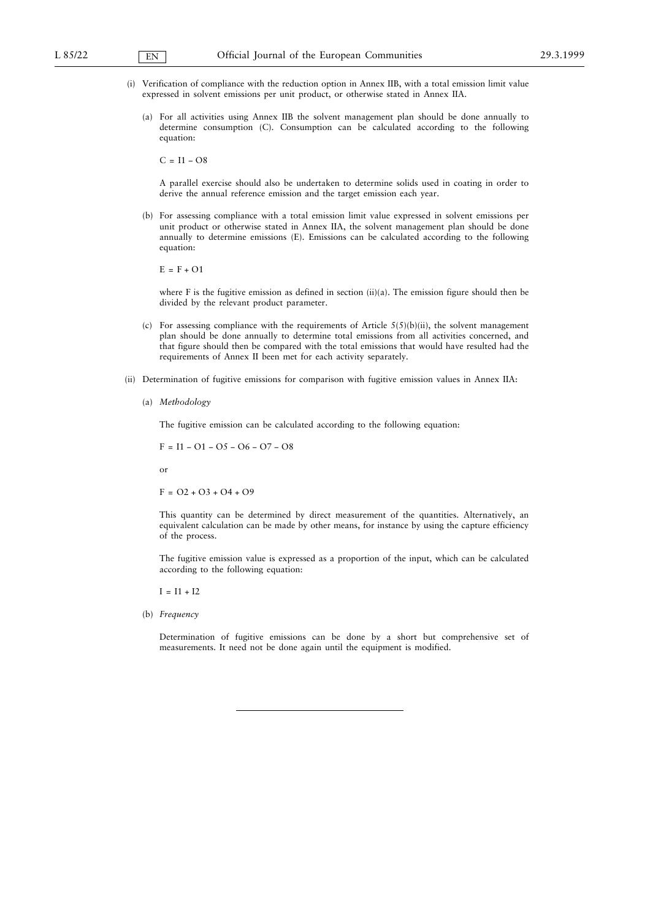(i) Verification of compliance with the reduction option in Annex IIB, with a total emission limit value expressed in solvent emissions per unit product, or otherwise stated in Annex IIA.

(a) For all activities using Annex IIB the solvent management plan should be done annually to determine consumption (C). Consumption can be calculated according to the following equation:

$$C = I1 - O8$$

A parallel exercise should also be undertaken to determine solids used in coating in order to derive the annual reference emission and the target emission each year.

(b) For assessing compliance with a total emission limit value expressed in solvent emissions per unit product or otherwise stated in Annex IIA, the solvent management plan should be done annually to determine emissions (E). Emissions can be calculated according to the following equation:

$$E = F + O1$$

where F is the fugitive emission as defined in section (ii)(a). The emission figure should then be divided by the relevant product parameter.

(c) For assessing compliance with the requirements of Article 5(5)(b)(ii), the solvent management plan should be done annually to determine total emissions from all activities concerned, and that figure should then be compared with the total emissions that would have resulted had the requirements of Annex II been met for each activity separately.

(ii) Determination of fugitive emissions for comparison with fugitive emission values in Annex IIA:

(a) *Methodology*

The fugitive emission can be calculated according to the following equation:

$$F = I1 - O1 - O5 - O6 - O7 - O8$$

or

$$F = O2 + O3 + O4 + O9$$

This quantity can be determined by direct measurement of the quantities. Alternatively, an equivalent calculation can be made by other means, for instance by using the capture efficiency of the process.

The fugitive emission value is expressed as a proportion of the input, which can be calculated according to the following equation:

$$I = I1 + I2$$

(b) *Frequency*

Determination of fugitive emissions can be done by a short but comprehensive set of measurements. It need not be done again until the equipment is modified.